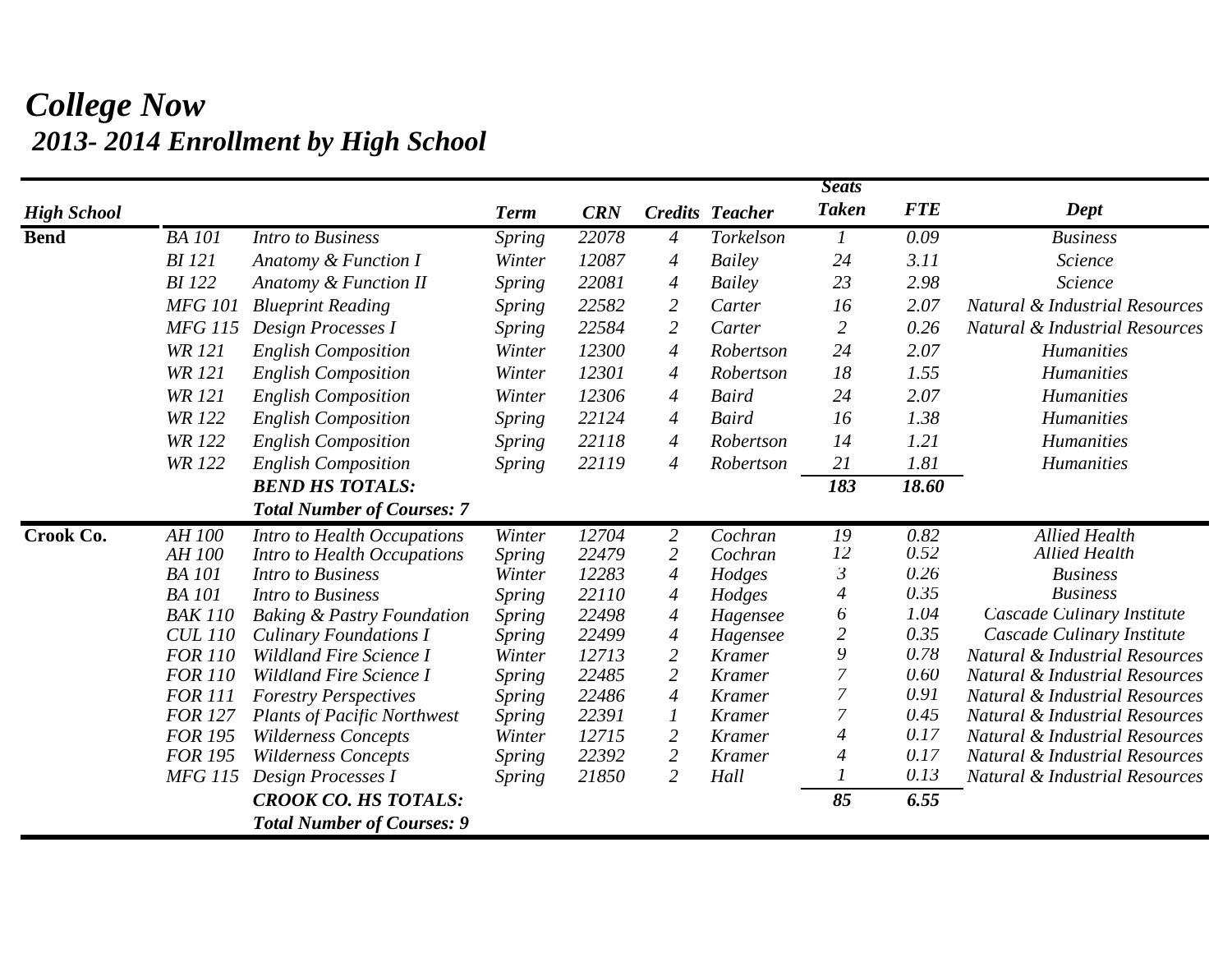# College Now

## 2013- 2014 Enrollment by High School

| High School | | | Term | CRN | Credits | Teacher | Seats Taken | FTE | Dept |
|---|---|---|---|---|---|---|---|---|---|
| **Bend** | BA 101 | Intro to Business | Spring | 22078 | 4 | Torkelson | 1 | 0.09 | Business |
| | BI 121 | Anatomy & Function I | Winter | 12087 | 4 | Bailey | 24 | 3.11 | Science |
| | BI 122 | Anatomy & Function II | Spring | 22081 | 4 | Bailey | 23 | 2.98 | Science |
| | MFG 101 | Blueprint Reading | Spring | 22582 | 2 | Carter | 16 | 2.07 | Natural & Industrial Resources |
| | MFG 115 | Design Processes I | Spring | 22584 | 2 | Carter | 2 | 0.26 | Natural & Industrial Resources |
| | WR 121 | English Composition | Winter | 12300 | 4 | Robertson | 24 | 2.07 | Humanities |
| | WR 121 | English Composition | Winter | 12301 | 4 | Robertson | 18 | 1.55 | Humanities |
| | WR 121 | English Composition | Winter | 12306 | 4 | Baird | 24 | 2.07 | Humanities |
| | WR 122 | English Composition | Spring | 22124 | 4 | Baird | 16 | 1.38 | Humanities |
| | WR 122 | English Composition | Spring | 22118 | 4 | Robertson | 14 | 1.21 | Humanities |
| | WR 122 | English Composition | Spring | 22119 | 4 | Robertson | 21 | 1.81 | Humanities |
| | | **BEND HS TOTALS:** | | | | | **183** | **18.60** | |
| | | **Total Number of Courses: 7** | | | | | | | |
| **Crook Co.** | AH 100 | Intro to Health Occupations | Winter | 12704 | 2 | Cochran | 19 | 0.82 | Allied Health |
| | AH 100 | Intro to Health Occupations | Spring | 22479 | 2 | Cochran | 12 | 0.52 | Allied Health |
| | BA 101 | Intro to Business | Winter | 12283 | 4 | Hodges | 3 | 0.26 | Business |
| | BA 101 | Intro to Business | Spring | 22110 | 4 | Hodges | 4 | 0.35 | Business |
| | BAK 110 | Baking & Pastry Foundation | Spring | 22498 | 4 | Hagensee | 6 | 1.04 | Cascade Culinary Institute |
| | CUL 110 | Culinary Foundations I | Spring | 22499 | 4 | Hagensee | 2 | 0.35 | Cascade Culinary Institute |
| | FOR 110 | Wildland Fire Science I | Winter | 12713 | 2 | Kramer | 9 | 0.78 | Natural & Industrial Resources |
| | FOR 110 | Wildland Fire Science I | Spring | 22485 | 2 | Kramer | 7 | 0.60 | Natural & Industrial Resources |
| | FOR 111 | Forestry Perspectives | Spring | 22486 | 4 | Kramer | 7 | 0.91 | Natural & Industrial Resources |
| | FOR 127 | Plants of Pacific Northwest | Spring | 22391 | 1 | Kramer | 7 | 0.45 | Natural & Industrial Resources |
| | FOR 195 | Wilderness Concepts | Winter | 12715 | 2 | Kramer | 4 | 0.17 | Natural & Industrial Resources |
| | FOR 195 | Wilderness Concepts | Spring | 22392 | 2 | Kramer | 4 | 0.17 | Natural & Industrial Resources |
| | MFG 115 | Design Processes I | Spring | 21850 | 2 | Hall | 1 | 0.13 | Natural & Industrial Resources |
| | | **CROOK CO. HS TOTALS:** | | | | | **85** | **6.55** | |
| | | **Total Number of Courses: 9** | | | | | | | |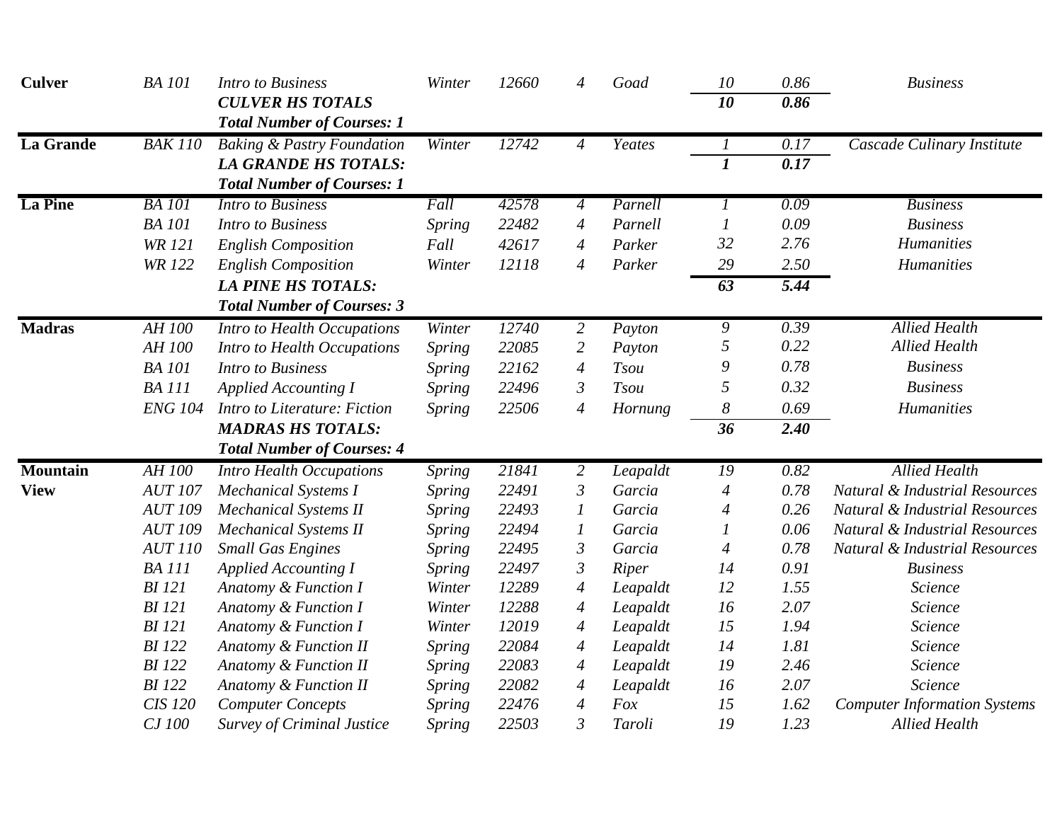| | | | | | | | | | |
|---|---|---|---|---|---|---|---|---|---|
| **Culver** | *BA 101* | *Intro to Business* | *Winter* | *12660* | *4* | *Goad* | *10* | *0.86* | *Business* |
| | | ***CULVER HS TOTALS*** | | | | | ***10*** | ***0.86*** | |
| | | ***Total Number of Courses: 1*** | | | | | | | |
| **La Grande** | *BAK 110* | *Baking & Pastry Foundation* | *Winter* | *12742* | *4* | *Yeates* | *1* | *0.17* | *Cascade Culinary Institute* |
| | | ***LA GRANDE HS TOTALS:*** | | | | | ***1*** | ***0.17*** | |
| | | ***Total Number of Courses: 1*** | | | | | | | |
| **La Pine** | *BA 101* | *Intro to Business* | *Fall* | *42578* | *4* | *Parnell* | *1* | *0.09* | *Business* |
| | *BA 101* | *Intro to Business* | *Spring* | *22482* | *4* | *Parnell* | *1* | *0.09* | *Business* |
| | *WR 121* | *English Composition* | *Fall* | *42617* | *4* | *Parker* | *32* | *2.76* | *Humanities* |
| | *WR 122* | *English Composition* | *Winter* | *12118* | *4* | *Parker* | *29* | *2.50* | *Humanities* |
| | | ***LA PINE HS TOTALS:*** | | | | | ***63*** | ***5.44*** | |
| | | ***Total Number of Courses: 3*** | | | | | | | |
| **Madras** | *AH 100* | *Intro to Health Occupations* | *Winter* | *12740* | *2* | *Payton* | *9* | *0.39* | *Allied Health* |
| | *AH 100* | *Intro to Health Occupations* | *Spring* | *22085* | *2* | *Payton* | *5* | *0.22* | *Allied Health* |
| | *BA 101* | *Intro to Business* | *Spring* | *22162* | *4* | *Tsou* | *9* | *0.78* | *Business* |
| | *BA 111* | *Applied Accounting I* | *Spring* | *22496* | *3* | *Tsou* | *5* | *0.32* | *Business* |
| | *ENG 104* | *Intro to Literature: Fiction* | *Spring* | *22506* | *4* | *Hornung* | *8* | *0.69* | *Humanities* |
| | | ***MADRAS HS TOTALS:*** | | | | | ***36*** | ***2.40*** | |
| | | ***Total Number of Courses: 4*** | | | | | | | |
| **Mountain View** | *AH 100* | *Intro Health Occupations* | *Spring* | *21841* | *2* | *Leapaldt* | *19* | *0.82* | *Allied Health* |
| | *AUT 107* | *Mechanical Systems I* | *Spring* | *22491* | *3* | *Garcia* | *4* | *0.78* | *Natural & Industrial Resources* |
| | *AUT 109* | *Mechanical Systems II* | *Spring* | *22493* | *1* | *Garcia* | *4* | *0.26* | *Natural & Industrial Resources* |
| | *AUT 109* | *Mechanical Systems II* | *Spring* | *22494* | *1* | *Garcia* | *1* | *0.06* | *Natural & Industrial Resources* |
| | *AUT 110* | *Small Gas Engines* | *Spring* | *22495* | *3* | *Garcia* | *4* | *0.78* | *Natural & Industrial Resources* |
| | *BA 111* | *Applied Accounting I* | *Spring* | *22497* | *3* | *Riper* | *14* | *0.91* | *Business* |
| | *BI 121* | *Anatomy & Function I* | *Winter* | *12289* | *4* | *Leapaldt* | *12* | *1.55* | *Science* |
| | *BI 121* | *Anatomy & Function I* | *Winter* | *12288* | *4* | *Leapaldt* | *16* | *2.07* | *Science* |
| | *BI 121* | *Anatomy & Function I* | *Winter* | *12019* | *4* | *Leapaldt* | *15* | *1.94* | *Science* |
| | *BI 122* | *Anatomy & Function II* | *Spring* | *22084* | *4* | *Leapaldt* | *14* | *1.81* | *Science* |
| | *BI 122* | *Anatomy & Function II* | *Spring* | *22083* | *4* | *Leapaldt* | *19* | *2.46* | *Science* |
| | *BI 122* | *Anatomy & Function II* | *Spring* | *22082* | *4* | *Leapaldt* | *16* | *2.07* | *Science* |
| | *CIS 120* | *Computer Concepts* | *Spring* | *22476* | *4* | *Fox* | *15* | *1.62* | *Computer Information Systems* |
| | *CJ 100* | *Survey of Criminal Justice* | *Spring* | *22503* | *3* | *Taroli* | *19* | *1.23* | *Allied Health* |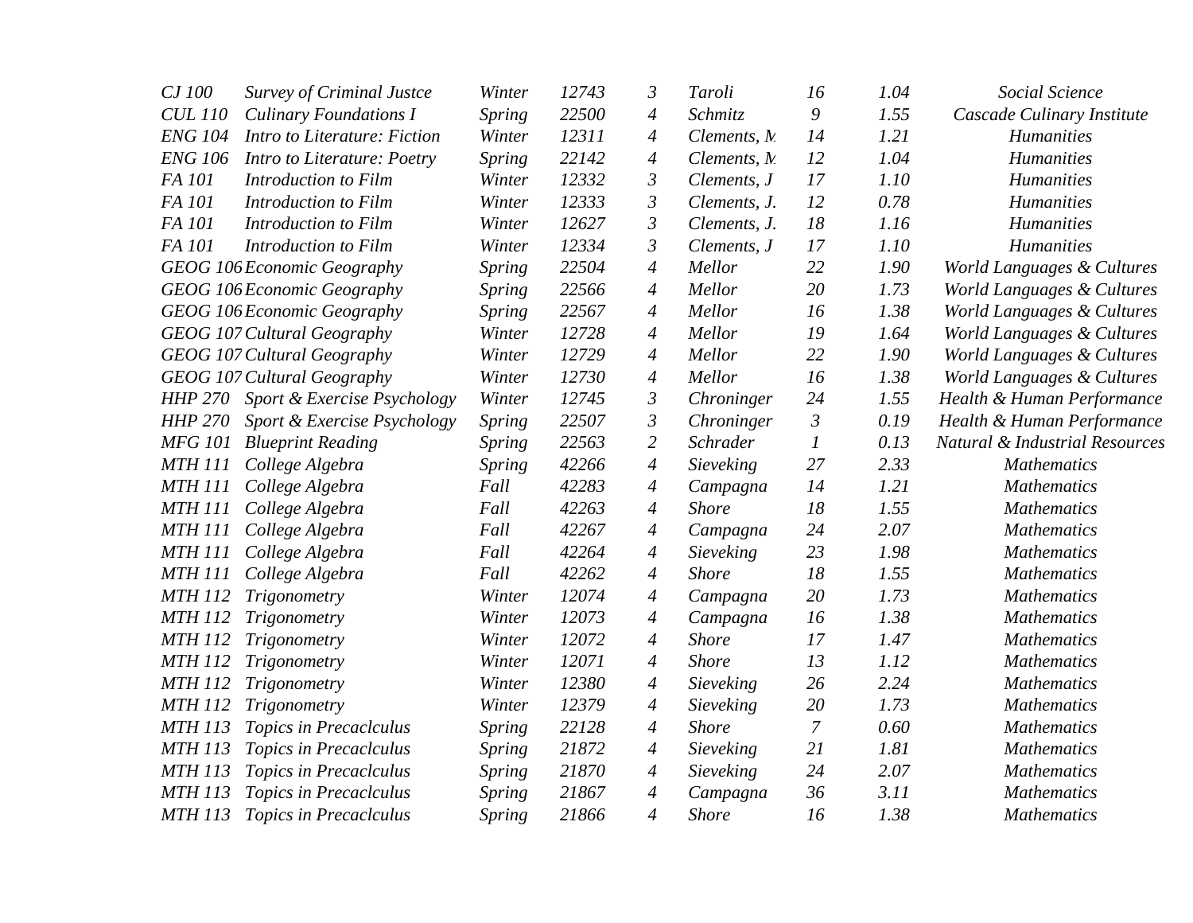| | | | | | | | | |
|---|---|---|---|---|---|---|---|---|
| *CJ 100* | *Survey of Criminal Justce* | *Winter* | *12743* | *3* | *Taroli* | *16* | *1.04* | *Social Science* |
| *CUL 110* | *Culinary Foundations I* | *Spring* | *22500* | *4* | *Schmitz* | *9* | *1.55* | *Cascade Culinary Institute* |
| *ENG 104* | *Intro to Literature: Fiction* | *Winter* | *12311* | *4* | *Clements, M* | *14* | *1.21* | *Humanities* |
| *ENG 106* | *Intro to Literature: Poetry* | *Spring* | *22142* | *4* | *Clements, M* | *12* | *1.04* | *Humanities* |
| *FA 101* | *Introduction to Film* | *Winter* | *12332* | *3* | *Clements, J* | *17* | *1.10* | *Humanities* |
| *FA 101* | *Introduction to Film* | *Winter* | *12333* | *3* | *Clements, J.* | *12* | *0.78* | *Humanities* |
| *FA 101* | *Introduction to Film* | *Winter* | *12627* | *3* | *Clements, J.* | *18* | *1.16* | *Humanities* |
| *FA 101* | *Introduction to Film* | *Winter* | *12334* | *3* | *Clements, J* | *17* | *1.10* | *Humanities* |
| *GEOG 106* | *Economic Geography* | *Spring* | *22504* | *4* | *Mellor* | *22* | *1.90* | *World Languages & Cultures* |
| *GEOG 106* | *Economic Geography* | *Spring* | *22566* | *4* | *Mellor* | *20* | *1.73* | *World Languages & Cultures* |
| *GEOG 106* | *Economic Geography* | *Spring* | *22567* | *4* | *Mellor* | *16* | *1.38* | *World Languages & Cultures* |
| *GEOG 107* | *Cultural Geography* | *Winter* | *12728* | *4* | *Mellor* | *19* | *1.64* | *World Languages & Cultures* |
| *GEOG 107* | *Cultural Geography* | *Winter* | *12729* | *4* | *Mellor* | *22* | *1.90* | *World Languages & Cultures* |
| *GEOG 107* | *Cultural Geography* | *Winter* | *12730* | *4* | *Mellor* | *16* | *1.38* | *World Languages & Cultures* |
| *HHP 270* | *Sport & Exercise Psychology* | *Winter* | *12745* | *3* | *Chroninger* | *24* | *1.55* | *Health & Human Performance* |
| *HHP 270* | *Sport & Exercise Psychology* | *Spring* | *22507* | *3* | *Chroninger* | *3* | *0.19* | *Health & Human Performance* |
| *MFG 101* | *Blueprint Reading* | *Spring* | *22563* | *2* | *Schrader* | *1* | *0.13* | *Natural & Industrial Resources* |
| *MTH 111* | *College Algebra* | *Spring* | *42266* | *4* | *Sieveking* | *27* | *2.33* | *Mathematics* |
| *MTH 111* | *College Algebra* | *Fall* | *42283* | *4* | *Campagna* | *14* | *1.21* | *Mathematics* |
| *MTH 111* | *College Algebra* | *Fall* | *42263* | *4* | *Shore* | *18* | *1.55* | *Mathematics* |
| *MTH 111* | *College Algebra* | *Fall* | *42267* | *4* | *Campagna* | *24* | *2.07* | *Mathematics* |
| *MTH 111* | *College Algebra* | *Fall* | *42264* | *4* | *Sieveking* | *23* | *1.98* | *Mathematics* |
| *MTH 111* | *College Algebra* | *Fall* | *42262* | *4* | *Shore* | *18* | *1.55* | *Mathematics* |
| *MTH 112* | *Trigonometry* | *Winter* | *12074* | *4* | *Campagna* | *20* | *1.73* | *Mathematics* |
| *MTH 112* | *Trigonometry* | *Winter* | *12073* | *4* | *Campagna* | *16* | *1.38* | *Mathematics* |
| *MTH 112* | *Trigonometry* | *Winter* | *12072* | *4* | *Shore* | *17* | *1.47* | *Mathematics* |
| *MTH 112* | *Trigonometry* | *Winter* | *12071* | *4* | *Shore* | *13* | *1.12* | *Mathematics* |
| *MTH 112* | *Trigonometry* | *Winter* | *12380* | *4* | *Sieveking* | *26* | *2.24* | *Mathematics* |
| *MTH 112* | *Trigonometry* | *Winter* | *12379* | *4* | *Sieveking* | *20* | *1.73* | *Mathematics* |
| *MTH 113* | *Topics in Precaclculus* | *Spring* | *22128* | *4* | *Shore* | *7* | *0.60* | *Mathematics* |
| *MTH 113* | *Topics in Precaclculus* | *Spring* | *21872* | *4* | *Sieveking* | *21* | *1.81* | *Mathematics* |
| *MTH 113* | *Topics in Precaclculus* | *Spring* | *21870* | *4* | *Sieveking* | *24* | *2.07* | *Mathematics* |
| *MTH 113* | *Topics in Precaclculus* | *Spring* | *21867* | *4* | *Campagna* | *36* | *3.11* | *Mathematics* |
| *MTH 113* | *Topics in Precaclculus* | *Spring* | *21866* | *4* | *Shore* | *16* | *1.38* | *Mathematics* |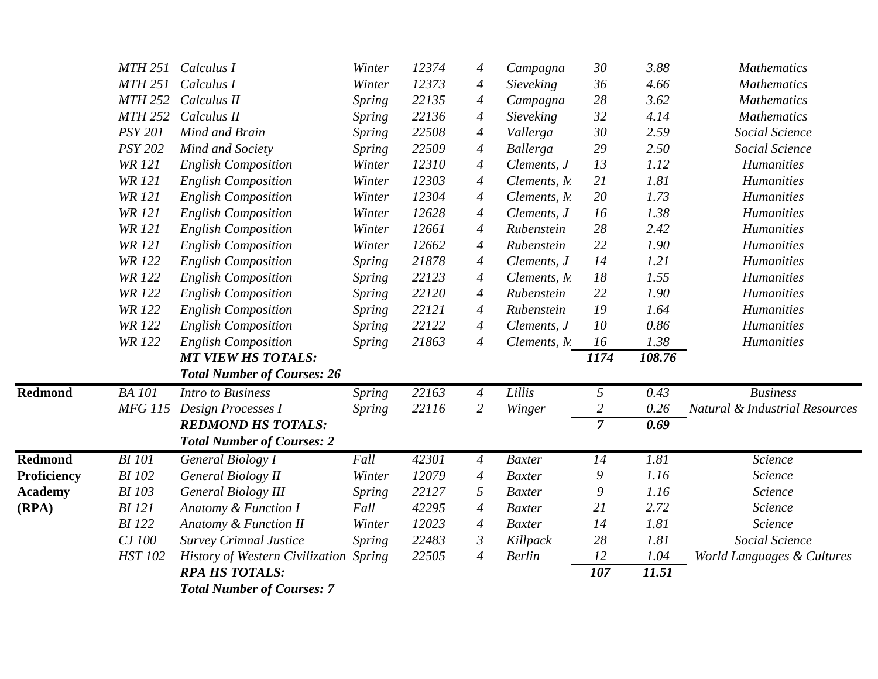| | | | | | | | | | |
|---|---|---|---|---|---|---|---|---|---|
| | *MTH 251* | *Calculus I* | *Winter* | *12374* | *4* | *Campagna* | *30* | *3.88* | *Mathematics* |
| | *MTH 251* | *Calculus I* | *Winter* | *12373* | *4* | *Sieveking* | *36* | *4.66* | *Mathematics* |
| | *MTH 252* | *Calculus II* | *Spring* | *22135* | *4* | *Campagna* | *28* | *3.62* | *Mathematics* |
| | *MTH 252* | *Calculus II* | *Spring* | *22136* | *4* | *Sieveking* | *32* | *4.14* | *Mathematics* |
| | *PSY 201* | *Mind and Brain* | *Spring* | *22508* | *4* | *Vallerga* | *30* | *2.59* | *Social Science* |
| | *PSY 202* | *Mind and Society* | *Spring* | *22509* | *4* | *Ballerga* | *29* | *2.50* | *Social Science* |
| | *WR 121* | *English Composition* | *Winter* | *12310* | *4* | *Clements, J* | *13* | *1.12* | *Humanities* |
| | *WR 121* | *English Composition* | *Winter* | *12303* | *4* | *Clements, M* | *21* | *1.81* | *Humanities* |
| | *WR 121* | *English Composition* | *Winter* | *12304* | *4* | *Clements, M* | *20* | *1.73* | *Humanities* |
| | *WR 121* | *English Composition* | *Winter* | *12628* | *4* | *Clements, J* | *16* | *1.38* | *Humanities* |
| | *WR 121* | *English Composition* | *Winter* | *12661* | *4* | *Rubenstein* | *28* | *2.42* | *Humanities* |
| | *WR 121* | *English Composition* | *Winter* | *12662* | *4* | *Rubenstein* | *22* | *1.90* | *Humanities* |
| | *WR 122* | *English Composition* | *Spring* | *21878* | *4* | *Clements, J* | *14* | *1.21* | *Humanities* |
| | *WR 122* | *English Composition* | *Spring* | *22123* | *4* | *Clements, M* | *18* | *1.55* | *Humanities* |
| | *WR 122* | *English Composition* | *Spring* | *22120* | *4* | *Rubenstein* | *22* | *1.90* | *Humanities* |
| | *WR 122* | *English Composition* | *Spring* | *22121* | *4* | *Rubenstein* | *19* | *1.64* | *Humanities* |
| | *WR 122* | *English Composition* | *Spring* | *22122* | *4* | *Clements, J* | *10* | *0.86* | *Humanities* |
| | *WR 122* | *English Composition* | *Spring* | *21863* | *4* | *Clements, M* | *16* | *1.38* | *Humanities* |
| | | ***MT VIEW HS TOTALS:*** | | | | | ***1174*** | ***108.76*** | |
| | | ***Total Number of Courses: 26*** | | | | | | | |
| **Redmond** | *BA 101* | *Intro to Business* | *Spring* | *22163* | *4* | *Lillis* | *5* | *0.43* | *Business* |
| | *MFG 115* | *Design Processes I* | *Spring* | *22116* | *2* | *Winger* | *2* | *0.26* | *Natural & Industrial Resources* |
| | | ***REDMOND HS TOTALS:*** | | | | | ***7*** | ***0.69*** | |
| | | ***Total Number of Courses: 2*** | | | | | | | |
| **Redmond Proficiency Academy (RPA)** | *BI 101* | *General Biology I* | *Fall* | *42301* | *4* | *Baxter* | *14* | *1.81* | *Science* |
| | *BI 102* | *General Biology II* | *Winter* | *12079* | *4* | *Baxter* | *9* | *1.16* | *Science* |
| | *BI 103* | *General Biology III* | *Spring* | *22127* | *5* | *Baxter* | *9* | *1.16* | *Science* |
| | *BI 121* | *Anatomy & Function I* | *Fall* | *42295* | *4* | *Baxter* | *21* | *2.72* | *Science* |
| | *BI 122* | *Anatomy & Function II* | *Winter* | *12023* | *4* | *Baxter* | *14* | *1.81* | *Science* |
| | *CJ 100* | *Survey Crimnal Justice* | *Spring* | *22483* | *3* | *Killpack* | *28* | *1.81* | *Social Science* |
| | *HST 102* | *History of Western Civilization* | *Spring* | *22505* | *4* | *Berlin* | *12* | *1.04* | *World Languages & Cultures* |
| | | ***RPA HS TOTALS:*** | | | | | ***107*** | ***11.51*** | |
| | | ***Total Number of Courses: 7*** | | | | | | | |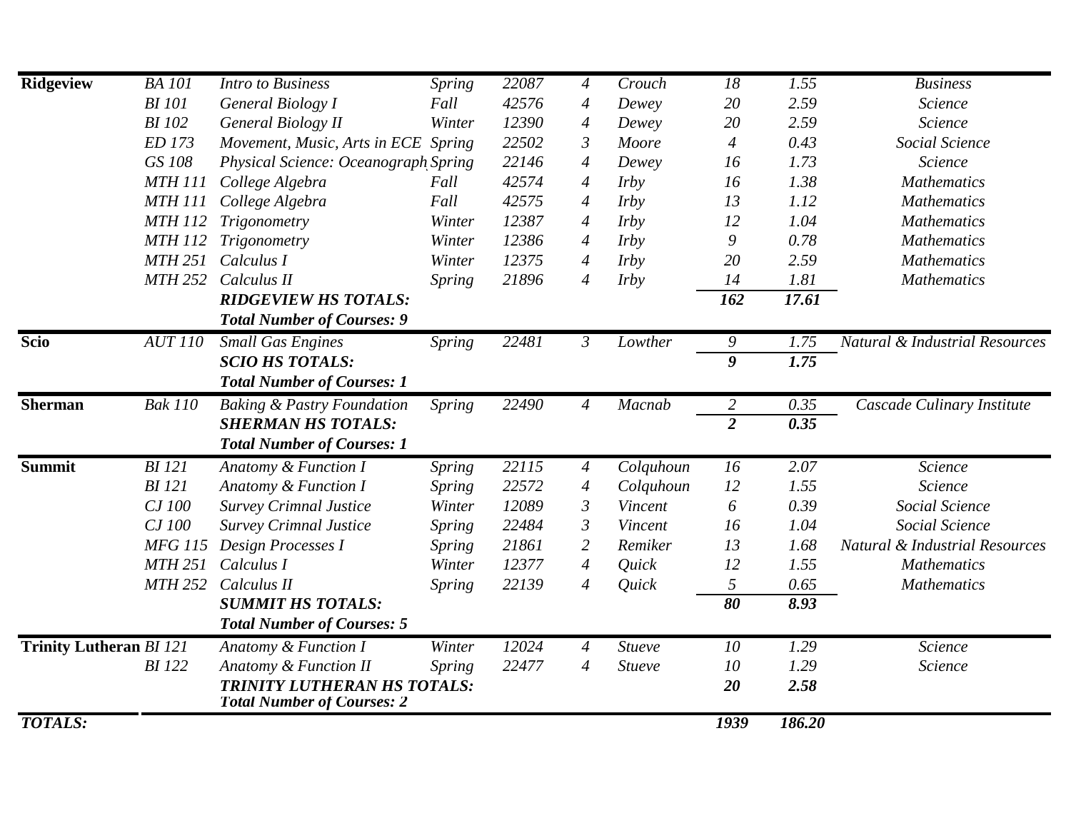| | | | | | | | | | |
|---|---|---|---|---|---|---|---|---|---|
| **Ridgeview** | *BA 101* | *Intro to Business* | *Spring* | *22087* | *4* | *Crouch* | *18* | *1.55* | *Business* |
| | *BI 101* | *General Biology I* | *Fall* | *42576* | *4* | *Dewey* | *20* | *2.59* | *Science* |
| | *BI 102* | *General Biology II* | *Winter* | *12390* | *4* | *Dewey* | *20* | *2.59* | *Science* |
| | *ED 173* | *Movement, Music, Arts in ECE* | *Spring* | *22502* | *3* | *Moore* | *4* | *0.43* | *Social Science* |
| | *GS 108* | *Physical Science: Oceanograph* | *Spring* | *22146* | *4* | *Dewey* | *16* | *1.73* | *Science* |
| | *MTH 111* | *College Algebra* | *Fall* | *42574* | *4* | *Irby* | *16* | *1.38* | *Mathematics* |
| | *MTH 111* | *College Algebra* | *Fall* | *42575* | *4* | *Irby* | *13* | *1.12* | *Mathematics* |
| | *MTH 112* | *Trigonometry* | *Winter* | *12387* | *4* | *Irby* | *12* | *1.04* | *Mathematics* |
| | *MTH 112* | *Trigonometry* | *Winter* | *12386* | *4* | *Irby* | *9* | *0.78* | *Mathematics* |
| | *MTH 251* | *Calculus I* | *Winter* | *12375* | *4* | *Irby* | *20* | *2.59* | *Mathematics* |
| | *MTH 252* | *Calculus II* | *Spring* | *21896* | *4* | *Irby* | *14* | *1.81* | *Mathematics* |
| | | ***RIDGEVIEW HS TOTALS:*** | | | | | ***162*** | ***17.61*** | |
| | | ***Total Number of Courses: 9*** | | | | | | | |
| **Scio** | *AUT 110* | *Small Gas Engines* | *Spring* | *22481* | *3* | *Lowther* | *9* | *1.75* | *Natural & Industrial Resources* |
| | | ***SCIO HS TOTALS:*** | | | | | ***9*** | ***1.75*** | |
| | | ***Total Number of Courses: 1*** | | | | | | | |
| **Sherman** | *Bak 110* | *Baking & Pastry Foundation* | *Spring* | *22490* | *4* | *Macnab* | *2* | *0.35* | *Cascade Culinary Institute* |
| | | ***SHERMAN HS TOTALS:*** | | | | | ***2*** | ***0.35*** | |
| | | ***Total Number of Courses: 1*** | | | | | | | |
| **Summit** | *BI 121* | *Anatomy & Function I* | *Spring* | *22115* | *4* | *Colquhoun* | *16* | *2.07* | *Science* |
| | *BI 121* | *Anatomy & Function I* | *Spring* | *22572* | *4* | *Colquhoun* | *12* | *1.55* | *Science* |
| | *CJ 100* | *Survey Crimnal Justice* | *Winter* | *12089* | *3* | *Vincent* | *6* | *0.39* | *Social Science* |
| | *CJ 100* | *Survey Crimnal Justice* | *Spring* | *22484* | *3* | *Vincent* | *16* | *1.04* | *Social Science* |
| | *MFG 115* | *Design Processes I* | *Spring* | *21861* | *2* | *Remiker* | *13* | *1.68* | *Natural & Industrial Resources* |
| | *MTH 251* | *Calculus I* | *Winter* | *12377* | *4* | *Quick* | *12* | *1.55* | *Mathematics* |
| | *MTH 252* | *Calculus II* | *Spring* | *22139* | *4* | *Quick* | *5* | *0.65* | *Mathematics* |
| | | ***SUMMIT HS TOTALS:*** | | | | | ***80*** | ***8.93*** | |
| | | ***Total Number of Courses: 5*** | | | | | | | |
| **Trinity Lutheran** | *BI 121* | *Anatomy & Function I* | *Winter* | *12024* | *4* | *Stueve* | *10* | *1.29* | *Science* |
| | *BI 122* | *Anatomy & Function II* | *Spring* | *22477* | *4* | *Stueve* | *10* | *1.29* | *Science* |
| | | ***TRINITY LUTHERAN HS TOTALS:*** | | | | | ***20*** | ***2.58*** | |
| | | ***Total Number of Courses: 2*** | | | | | | | |
| ***TOTALS:*** | | | | | | | ***1939*** | ***186.20*** | |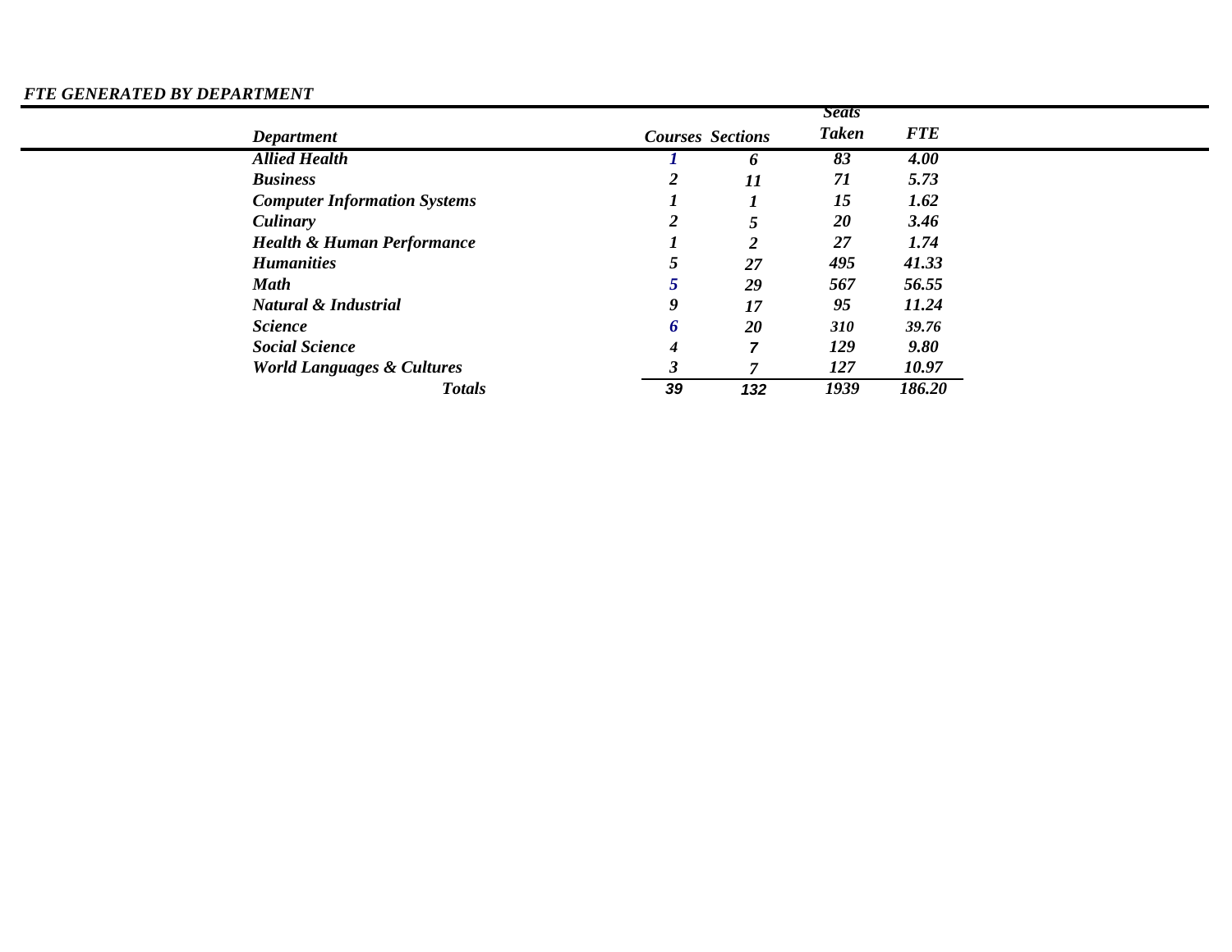*FTE GENERATED BY DEPARTMENT*

| *Department* | *Courses* | *Sections* | *Seats Taken* | *FTE* |
|---|---|---|---|---|
| *Allied Health* | *1* | *6* | *83* | *4.00* |
| *Business* | *2* | *11* | *71* | *5.73* |
| *Computer Information Systems* | *1* | *1* | *15* | *1.62* |
| *Culinary* | *2* | *5* | *20* | *3.46* |
| *Health & Human Performance* | *1* | *2* | *27* | *1.74* |
| *Humanities* | *5* | *27* | *495* | *41.33* |
| *Math* | *5* | *29* | *567* | *56.55* |
| *Natural & Industrial* | *9* | *17* | *95* | *11.24* |
| *Science* | *6* | *20* | *310* | *39.76* |
| *Social Science* | *4* | *7* | *129* | *9.80* |
| *World Languages & Cultures* | *3* | *7* | *127* | *10.97* |
| *Totals* | *39* | *132* | *1939* | *186.20* |